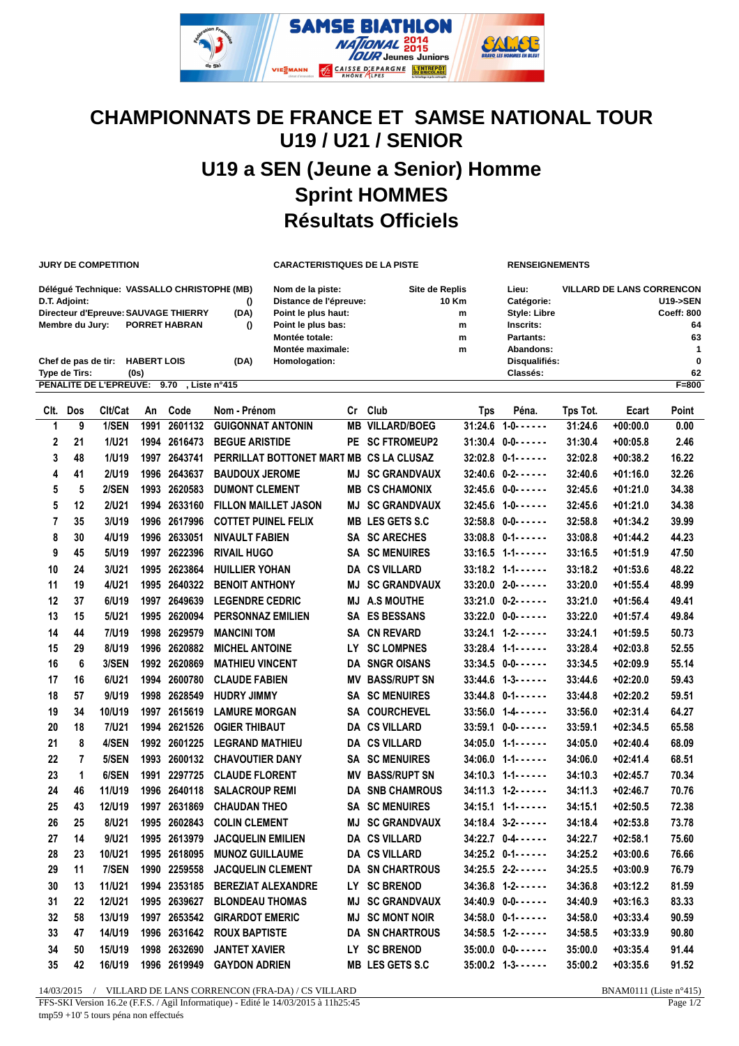# CHAMPIONNATS DE FRANCE ET SAMSE NATIONAL TOUR
# U19 / U21 / SENIOR
## U19 a SEN (Jeune a Senior) Homme
## Sprint HOMMES
## Résultats Officiels

**JURY DE COMPETITION**

| | | |
|---|---|---|
| Délégué Technique: | VASSALLO CHRISTOPHE | (MB) |
| D.T. Adjoint: | | () |
| Directeur d'Epreuve: | SAUVAGE THIERRY | (DA) |
| Membre du Jury: | PORRET HABRAN | () |
| Chef de pas de tir: | HABERT LOIS | (DA) |
| Type de Tirs: | (0s) | |

**CARACTERISTIQUES DE LA PISTE**

| | |
|---|---|
| Nom de la piste: | Site de Replis |
| Distance de l'épreuve: | 10 Km |
| Point le plus haut: | m |
| Point le plus bas: | m |
| Montée totale: | m |
| Montée maximale: | m |
| Homologation: | |

**RENSEIGNEMENTS**

| | |
|---|---|
| Lieu: | VILLARD DE LANS CORRENCON |
| Catégorie: | U19->SEN |
| Style: Libre | Coeff: 800 |
| Inscrits: | 64 |
| Partants: | 63 |
| Abandons: | 1 |
| Disqualifiés: | 0 |
| Classés: | 62 |

PENALITE DE L'EPREUVE: 9.70 , Liste n°415 F=800

| Clt. | Dos | Clt/Cat | An | Code | Nom - Prénom | Cr | Club | Tps | Péna. | Tps Tot. | Ecart | Point |
|---|---|---|---|---|---|---|---|---|---|---|---|---|
| 1 | 9 | 1/SEN | 1991 | 2601132 | GUIGONNAT ANTONIN | MB | VILLARD/BOEG | 31:24.6 | 1-0- - - - - - | 31:24.6 | +00:00.0 | 0.00 |
| 2 | 21 | 1/U21 | 1994 | 2616473 | BEGUE ARISTIDE | PE | SC FTROMEUP2 | 31:30.4 | 0-0- - - - - - | 31:30.4 | +00:05.8 | 2.46 |
| 3 | 48 | 1/U19 | 1997 | 2643741 | PERRILLAT BOTTONET MART | MB | CS LA CLUSAZ | 32:02.8 | 0-1- - - - - - | 32:02.8 | +00:38.2 | 16.22 |
| 4 | 41 | 2/U19 | 1996 | 2643637 | BAUDOUX JEROME | MJ | SC GRANDVAUX | 32:40.6 | 0-2- - - - - - | 32:40.6 | +01:16.0 | 32.26 |
| 5 | 5 | 2/SEN | 1993 | 2620583 | DUMONT CLEMENT | MB | CS CHAMONIX | 32:45.6 | 0-0- - - - - - | 32:45.6 | +01:21.0 | 34.38 |
| 5 | 12 | 2/U21 | 1994 | 2633160 | FILLON MAILLET JASON | MJ | SC GRANDVAUX | 32:45.6 | 1-0- - - - - - | 32:45.6 | +01:21.0 | 34.38 |
| 7 | 35 | 3/U19 | 1996 | 2617996 | COTTET PUINEL FELIX | MB | LES GETS S.C | 32:58.8 | 0-0- - - - - - | 32:58.8 | +01:34.2 | 39.99 |
| 8 | 30 | 4/U19 | 1996 | 2633051 | NIVAULT FABIEN | SA | SC ARECHES | 33:08.8 | 0-1- - - - - - | 33:08.8 | +01:44.2 | 44.23 |
| 9 | 45 | 5/U19 | 1997 | 2622396 | RIVAIL HUGO | SA | SC MENUIRES | 33:16.5 | 1-1- - - - - - | 33:16.5 | +01:51.9 | 47.50 |
| 10 | 24 | 3/U21 | 1995 | 2623864 | HUILLIER YOHAN | DA | CS VILLARD | 33:18.2 | 1-1- - - - - - | 33:18.2 | +01:53.6 | 48.22 |
| 11 | 19 | 4/U21 | 1995 | 2640322 | BENOIT ANTHONY | MJ | SC GRANDVAUX | 33:20.0 | 2-0- - - - - - | 33:20.0 | +01:55.4 | 48.99 |
| 12 | 37 | 6/U19 | 1997 | 2649639 | LEGENDRE CEDRIC | MJ | A.S MOUTHE | 33:21.0 | 0-2- - - - - - | 33:21.0 | +01:56.4 | 49.41 |
| 13 | 15 | 5/U21 | 1995 | 2620094 | PERSONNAZ EMILIEN | SA | ES BESSANS | 33:22.0 | 0-0- - - - - - | 33:22.0 | +01:57.4 | 49.84 |
| 14 | 44 | 7/U19 | 1998 | 2629579 | MANCINI TOM | SA | CN REVARD | 33:24.1 | 1-2- - - - - - | 33:24.1 | +01:59.5 | 50.73 |
| 15 | 29 | 8/U19 | 1996 | 2620882 | MICHEL ANTOINE | LY | SC LOMPNES | 33:28.4 | 1-1- - - - - - | 33:28.4 | +02:03.8 | 52.55 |
| 16 | 6 | 3/SEN | 1992 | 2620869 | MATHIEU VINCENT | DA | SNGR OISANS | 33:34.5 | 0-0- - - - - - | 33:34.5 | +02:09.9 | 55.14 |
| 17 | 16 | 6/U21 | 1994 | 2600780 | CLAUDE FABIEN | MV | BASS/RUPT SN | 33:44.6 | 1-3- - - - - - | 33:44.6 | +02:20.0 | 59.43 |
| 18 | 57 | 9/U19 | 1998 | 2628549 | HUDRY JIMMY | SA | SC MENUIRES | 33:44.8 | 0-1- - - - - - | 33:44.8 | +02:20.2 | 59.51 |
| 19 | 34 | 10/U19 | 1997 | 2615619 | LAMURE MORGAN | SA | COURCHEVEL | 33:56.0 | 1-4- - - - - - | 33:56.0 | +02:31.4 | 64.27 |
| 20 | 18 | 7/U21 | 1994 | 2621526 | OGIER THIBAUT | DA | CS VILLARD | 33:59.1 | 0-0- - - - - - | 33:59.1 | +02:34.5 | 65.58 |
| 21 | 8 | 4/SEN | 1992 | 2601225 | LEGRAND MATHIEU | DA | CS VILLARD | 34:05.0 | 1-1- - - - - - | 34:05.0 | +02:40.4 | 68.09 |
| 22 | 7 | 5/SEN | 1993 | 2600132 | CHAVOUTIER DANY | SA | SC MENUIRES | 34:06.0 | 1-1- - - - - - | 34:06.0 | +02:41.4 | 68.51 |
| 23 | 1 | 6/SEN | 1991 | 2297725 | CLAUDE FLORENT | MV | BASS/RUPT SN | 34:10.3 | 1-1- - - - - - | 34:10.3 | +02:45.7 | 70.34 |
| 24 | 46 | 11/U19 | 1996 | 2640118 | SALACROUP REMI | DA | SNB CHAMROUS | 34:11.3 | 1-2- - - - - - | 34:11.3 | +02:46.7 | 70.76 |
| 25 | 43 | 12/U19 | 1997 | 2631869 | CHAUDAN THEO | SA | SC MENUIRES | 34:15.1 | 1-1- - - - - - | 34:15.1 | +02:50.5 | 72.38 |
| 26 | 25 | 8/U21 | 1995 | 2602843 | COLIN CLEMENT | MJ | SC GRANDVAUX | 34:18.4 | 3-2- - - - - - | 34:18.4 | +02:53.8 | 73.78 |
| 27 | 14 | 9/U21 | 1995 | 2613979 | JACQUELIN EMILIEN | DA | CS VILLARD | 34:22.7 | 0-4- - - - - - | 34:22.7 | +02:58.1 | 75.60 |
| 28 | 23 | 10/U21 | 1995 | 2618095 | MUNOZ GUILLAUME | DA | CS VILLARD | 34:25.2 | 0-1- - - - - - | 34:25.2 | +03:00.6 | 76.66 |
| 29 | 11 | 7/SEN | 1990 | 2259558 | JACQUELIN CLEMENT | DA | SN CHARTROUS | 34:25.5 | 2-2- - - - - - | 34:25.5 | +03:00.9 | 76.79 |
| 30 | 13 | 11/U21 | 1994 | 2353185 | BEREZIAT ALEXANDRE | LY | SC BRENOD | 34:36.8 | 1-2- - - - - - | 34:36.8 | +03:12.2 | 81.59 |
| 31 | 22 | 12/U21 | 1995 | 2639627 | BLONDEAU THOMAS | MJ | SC GRANDVAUX | 34:40.9 | 0-0- - - - - - | 34:40.9 | +03:16.3 | 83.33 |
| 32 | 58 | 13/U19 | 1997 | 2653542 | GIRARDOT EMERIC | MJ | SC MONT NOIR | 34:58.0 | 0-1- - - - - - | 34:58.0 | +03:33.4 | 90.59 |
| 33 | 47 | 14/U19 | 1996 | 2631642 | ROUX BAPTISTE | DA | SN CHARTROUS | 34:58.5 | 1-2- - - - - - | 34:58.5 | +03:33.9 | 90.80 |
| 34 | 50 | 15/U19 | 1998 | 2632690 | JANTET XAVIER | LY | SC BRENOD | 35:00.0 | 0-0- - - - - - | 35:00.0 | +03:35.4 | 91.44 |
| 35 | 42 | 16/U19 | 1996 | 2619949 | GAYDON ADRIEN | MB | LES GETS S.C | 35:00.2 | 1-3- - - - - - | 35:00.2 | +03:35.6 | 91.52 |

14/03/2015 / VILLARD DE LANS CORRENCON (FRA-DA) / CS VILLARD BNAM0111 (Liste n°415)

FFS-SKI Version 16.2e (F.F.S. / Agil Informatique) - Edité le 14/03/2015 à 11h25:45

tmp59 +10' 5 tours péna non effectués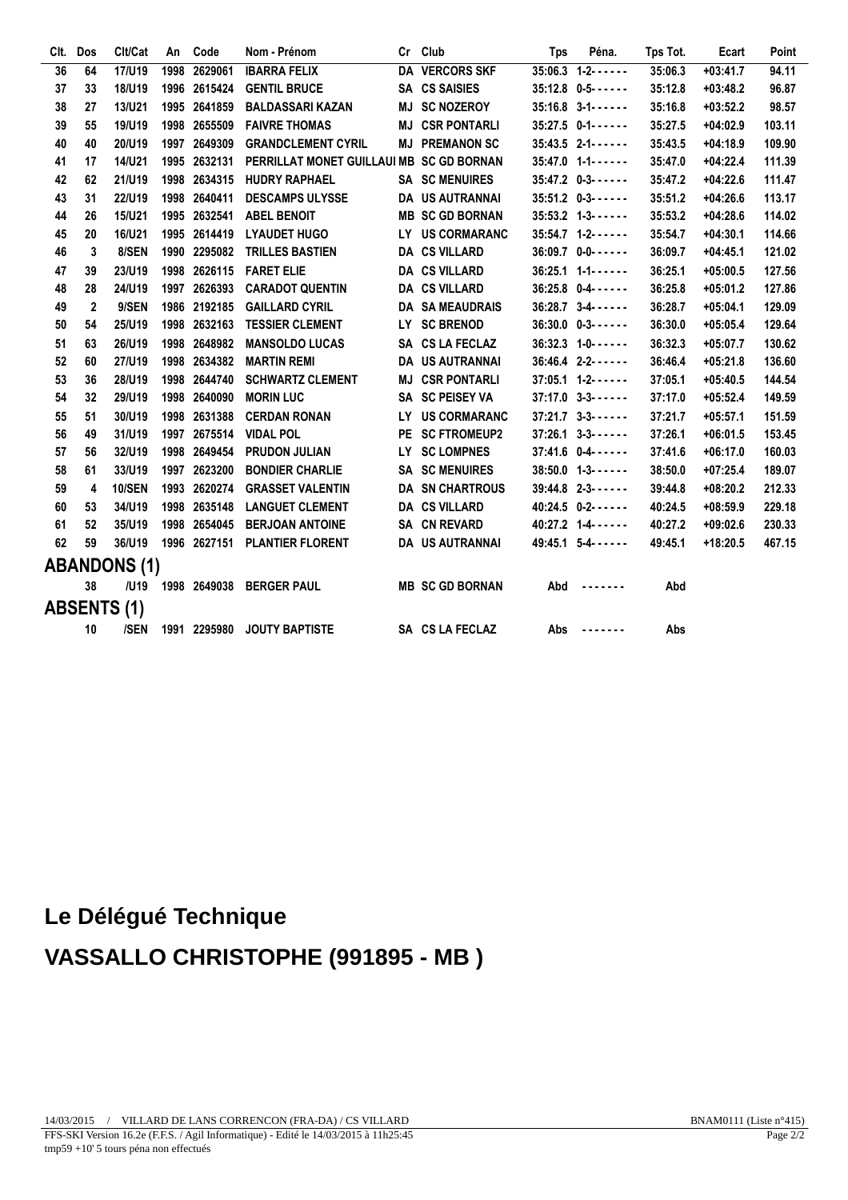| Clt. | Dos | Clt/Cat | An | Code | Nom - Prénom | Cr | Club | Tps | Péna. | Tps Tot. | Ecart | Point |
|---|---|---|---|---|---|---|---|---|---|---|---|---|
| 36 | 64 | 17/U19 | 1998 | 2629061 | IBARRA FELIX | DA | VERCORS SKF | 35:06.3 | 1-2- - - - - - | 35:06.3 | +03:41.7 | 94.11 |
| 37 | 33 | 18/U19 | 1996 | 2615424 | GENTIL BRUCE | SA | CS SAISIES | 35:12.8 | 0-5- - - - - - | 35:12.8 | +03:48.2 | 96.87 |
| 38 | 27 | 13/U21 | 1995 | 2641859 | BALDASSARI KAZAN | MJ | SC NOZEROY | 35:16.8 | 3-1- - - - - - | 35:16.8 | +03:52.2 | 98.57 |
| 39 | 55 | 19/U19 | 1998 | 2655509 | FAIVRE THOMAS | MJ | CSR PONTARLI | 35:27.5 | 0-1- - - - - - | 35:27.5 | +04:02.9 | 103.11 |
| 40 | 40 | 20/U19 | 1997 | 2649309 | GRANDCLEMENT CYRIL | MJ | PREMANON SC | 35:43.5 | 2-1- - - - - - | 35:43.5 | +04:18.9 | 109.90 |
| 41 | 17 | 14/U21 | 1995 | 2632131 | PERRILLAT MONET GUILLAUI | MB | SC GD BORNAN | 35:47.0 | 1-1- - - - - - | 35:47.0 | +04:22.4 | 111.39 |
| 42 | 62 | 21/U19 | 1998 | 2634315 | HUDRY RAPHAEL | SA | SC MENUIRES | 35:47.2 | 0-3- - - - - - | 35:47.2 | +04:22.6 | 111.47 |
| 43 | 31 | 22/U19 | 1998 | 2640411 | DESCAMPS ULYSSE | DA | US AUTRANNAI | 35:51.2 | 0-3- - - - - - | 35:51.2 | +04:26.6 | 113.17 |
| 44 | 26 | 15/U21 | 1995 | 2632541 | ABEL BENOIT | MB | SC GD BORNAN | 35:53.2 | 1-3- - - - - - | 35:53.2 | +04:28.6 | 114.02 |
| 45 | 20 | 16/U21 | 1995 | 2614419 | LYAUDET HUGO | LY | US CORMARANC | 35:54.7 | 1-2- - - - - - | 35:54.7 | +04:30.1 | 114.66 |
| 46 | 3 | 8/SEN | 1990 | 2295082 | TRILLES BASTIEN | DA | CS VILLARD | 36:09.7 | 0-0- - - - - - | 36:09.7 | +04:45.1 | 121.02 |
| 47 | 39 | 23/U19 | 1998 | 2626115 | FARET ELIE | DA | CS VILLARD | 36:25.1 | 1-1- - - - - - | 36:25.1 | +05:00.5 | 127.56 |
| 48 | 28 | 24/U19 | 1997 | 2626393 | CARADOT QUENTIN | DA | CS VILLARD | 36:25.8 | 0-4- - - - - - | 36:25.8 | +05:01.2 | 127.86 |
| 49 | 2 | 9/SEN | 1986 | 2192185 | GAILLARD CYRIL | DA | SA MEAUDRAIS | 36:28.7 | 3-4- - - - - - | 36:28.7 | +05:04.1 | 129.09 |
| 50 | 54 | 25/U19 | 1998 | 2632163 | TESSIER CLEMENT | LY | SC BRENOD | 36:30.0 | 0-3- - - - - - | 36:30.0 | +05:05.4 | 129.64 |
| 51 | 63 | 26/U19 | 1998 | 2648982 | MANSOLDO LUCAS | SA | CS LA FECLAZ | 36:32.3 | 1-0- - - - - - | 36:32.3 | +05:07.7 | 130.62 |
| 52 | 60 | 27/U19 | 1998 | 2634382 | MARTIN REMI | DA | US AUTRANNAI | 36:46.4 | 2-2- - - - - - | 36:46.4 | +05:21.8 | 136.60 |
| 53 | 36 | 28/U19 | 1998 | 2644740 | SCHWARTZ CLEMENT | MJ | CSR PONTARLI | 37:05.1 | 1-2- - - - - - | 37:05.1 | +05:40.5 | 144.54 |
| 54 | 32 | 29/U19 | 1998 | 2640090 | MORIN LUC | SA | SC PEISEY VA | 37:17.0 | 3-3- - - - - - | 37:17.0 | +05:52.4 | 149.59 |
| 55 | 51 | 30/U19 | 1998 | 2631388 | CERDAN RONAN | LY | US CORMARANC | 37:21.7 | 3-3- - - - - - | 37:21.7 | +05:57.1 | 151.59 |
| 56 | 49 | 31/U19 | 1997 | 2675514 | VIDAL POL | PE | SC FTROMEUP2 | 37:26.1 | 3-3- - - - - - | 37:26.1 | +06:01.5 | 153.45 |
| 57 | 56 | 32/U19 | 1998 | 2649454 | PRUDON JULIAN | LY | SC LOMPNES | 37:41.6 | 0-4- - - - - - | 37:41.6 | +06:17.0 | 160.03 |
| 58 | 61 | 33/U19 | 1997 | 2623200 | BONDIER CHARLIE | SA | SC MENUIRES | 38:50.0 | 1-3- - - - - - | 38:50.0 | +07:25.4 | 189.07 |
| 59 | 4 | 10/SEN | 1993 | 2620274 | GRASSET VALENTIN | DA | SN CHARTROUS | 39:44.8 | 2-3- - - - - - | 39:44.8 | +08:20.2 | 212.33 |
| 60 | 53 | 34/U19 | 1998 | 2635148 | LANGUET CLEMENT | DA | CS VILLARD | 40:24.5 | 0-2- - - - - - | 40:24.5 | +08:59.9 | 229.18 |
| 61 | 52 | 35/U19 | 1998 | 2654045 | BERJOAN ANTOINE | SA | CN REVARD | 40:27.2 | 1-4- - - - - - | 40:27.2 | +09:02.6 | 230.33 |
| 62 | 59 | 36/U19 | 1996 | 2627151 | PLANTIER FLORENT | DA | US AUTRANNAI | 49:45.1 | 5-4- - - - - - | 49:45.1 | +18:20.5 | 467.15 |

## ABANDONS (1)

| Clt. | Dos | Clt/Cat | An | Code | Nom - Prénom | Cr | Club | Tps | Péna. | Tps Tot. | Ecart | Point |
|---|---|---|---|---|---|---|---|---|---|---|---|---|
| | 38 | /U19 | 1998 | 2649038 | BERGER PAUL | MB | SC GD BORNAN | Abd | - - - - - - - | Abd | | |

## ABSENTS (1)

| Clt. | Dos | Clt/Cat | An | Code | Nom - Prénom | Cr | Club | Tps | Péna. | Tps Tot. | Ecart | Point |
|---|---|---|---|---|---|---|---|---|---|---|---|---|
| | 10 | /SEN | 1991 | 2295980 | JOUTY BAPTISTE | SA | CS LA FECLAZ | Abs | - - - - - - - | Abs | | |

## Le Délégué Technique

## VASSALLO CHRISTOPHE (991895 - MB )

14/03/2015 / VILLARD DE LANS CORRENCON (FRA-DA) / CS VILLARD — BNAM0111 (Liste n°415)

FFS-SKI Version 16.2e (F.F.S. / Agil Informatique) - Edité le 14/03/2015 à 11h25:45

tmp59 +10' 5 tours péna non effectués